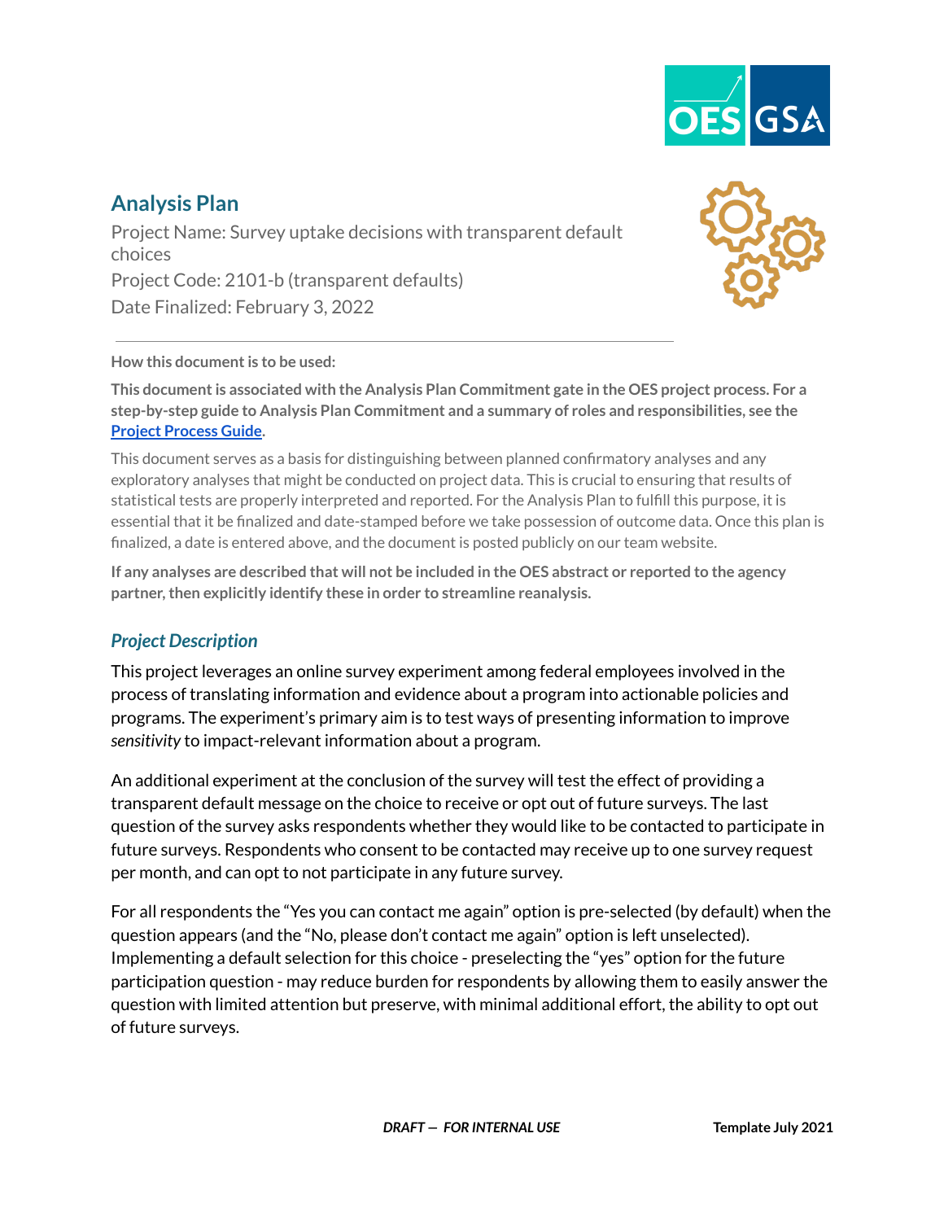## Analysis Plan

Project Name: Survey uptake decisions with transparent default choices

Project Code: 2101-b (transparent defaults)

Date Finalized: February 3, 2022

---

**How this document is to be used:**

**This document is associated with the Analysis Plan Commitment gate in the OES project process. For a step-by-step guide to Analysis Plan Commitment and a summary of roles and responsibilities, see the [Project Process Guide](#).**

This document serves as a basis for distinguishing between planned confirmatory analyses and any exploratory analyses that might be conducted on project data. This is crucial to ensuring that results of statistical tests are properly interpreted and reported. For the Analysis Plan to fulfill this purpose, it is essential that it be finalized and date-stamped before we take possession of outcome data. Once this plan is finalized, a date is entered above, and the document is posted publicly on our team website.

**If any analyses are described that will not be included in the OES abstract or reported to the agency partner, then explicitly identify these in order to streamline reanalysis.**

### *Project Description*

This project leverages an online survey experiment among federal employees involved in the process of translating information and evidence about a program into actionable policies and programs. The experiment's primary aim is to test ways of presenting information to improve *sensitivity* to impact-relevant information about a program.

An additional experiment at the conclusion of the survey will test the effect of providing a transparent default message on the choice to receive or opt out of future surveys. The last question of the survey asks respondents whether they would like to be contacted to participate in future surveys. Respondents who consent to be contacted may receive up to one survey request per month, and can opt to not participate in any future survey.

For all respondents the "Yes you can contact me again" option is pre-selected (by default) when the question appears (and the "No, please don't contact me again" option is left unselected). Implementing a default selection for this choice - preselecting the "yes" option for the future participation question - may reduce burden for respondents by allowing them to easily answer the question with limited attention but preserve, with minimal additional effort, the ability to opt out of future surveys.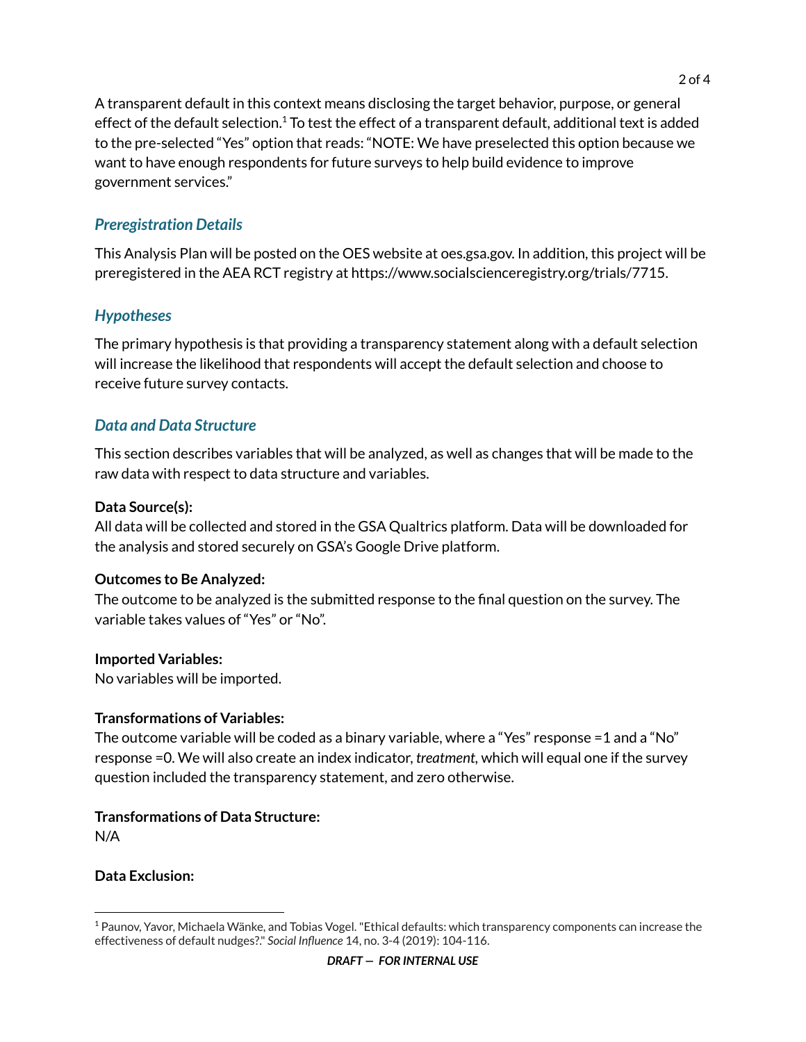A transparent default in this context means disclosing the target behavior, purpose, or general effect of the default selection.[1] To test the effect of a transparent default, additional text is added to the pre-selected "Yes" option that reads: "NOTE: We have preselected this option because we want to have enough respondents for future surveys to help build evidence to improve government services."

### *Preregistration Details*

This Analysis Plan will be posted on the OES website at oes.gsa.gov. In addition, this project will be preregistered in the AEA RCT registry at https://www.socialscienceregistry.org/trials/7715.

### *Hypotheses*

The primary hypothesis is that providing a transparency statement along with a default selection will increase the likelihood that respondents will accept the default selection and choose to receive future survey contacts.

### *Data and Data Structure*

This section describes variables that will be analyzed, as well as changes that will be made to the raw data with respect to data structure and variables.

**Data Source(s):**
All data will be collected and stored in the GSA Qualtrics platform. Data will be downloaded for the analysis and stored securely on GSA's Google Drive platform.

**Outcomes to Be Analyzed:**
The outcome to be analyzed is the submitted response to the final question on the survey. The variable takes values of "Yes" or "No".

**Imported Variables:**
No variables will be imported.

**Transformations of Variables:**
The outcome variable will be coded as a binary variable, where a "Yes" response =1 and a "No" response =0. We will also create an index indicator, *treatment*, which will equal one if the survey question included the transparency statement, and zero otherwise.

**Transformations of Data Structure:**
N/A

**Data Exclusion:**

[1] Paunov, Yavor, Michaela Wänke, and Tobias Vogel. "Ethical defaults: which transparency components can increase the effectiveness of default nudges?." *Social Influence* 14, no. 3-4 (2019): 104-116.

***DRAFT — FOR INTERNAL USE***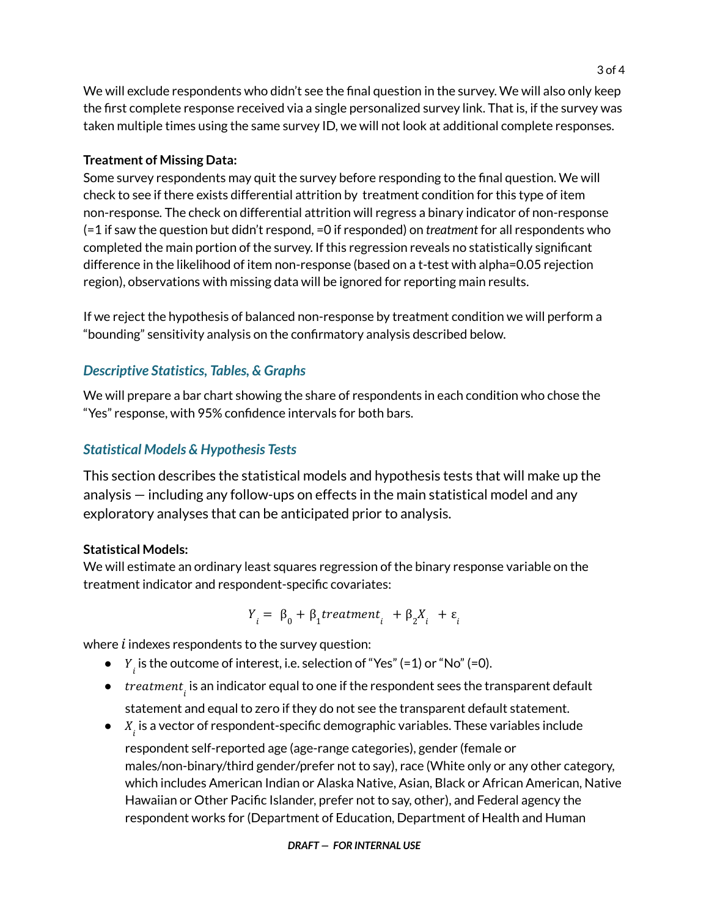We will exclude respondents who didn't see the final question in the survey. We will also only keep the first complete response received via a single personalized survey link. That is, if the survey was taken multiple times using the same survey ID, we will not look at additional complete responses.

**Treatment of Missing Data:**
Some survey respondents may quit the survey before responding to the final question. We will check to see if there exists differential attrition by treatment condition for this type of item non-response. The check on differential attrition will regress a binary indicator of non-response (=1 if saw the question but didn't respond, =0 if responded) on *treatment* for all respondents who completed the main portion of the survey. If this regression reveals no statistically significant difference in the likelihood of item non-response (based on a t-test with alpha=0.05 rejection region), observations with missing data will be ignored for reporting main results.

If we reject the hypothesis of balanced non-response by treatment condition we will perform a "bounding" sensitivity analysis on the confirmatory analysis described below.

## *Descriptive Statistics, Tables, & Graphs*

We will prepare a bar chart showing the share of respondents in each condition who chose the "Yes" response, with 95% confidence intervals for both bars.

## *Statistical Models & Hypothesis Tests*

This section describes the statistical models and hypothesis tests that will make up the analysis — including any follow-ups on effects in the main statistical model and any exploratory analyses that can be anticipated prior to analysis.

**Statistical Models:**
We will estimate an ordinary least squares regression of the binary response variable on the treatment indicator and respondent-specific covariates:

$$Y_i = \beta_0 + \beta_1 treatment_i + \beta_2 X_i + \varepsilon_i$$

where $i$ indexes respondents to the survey question:

- $Y_i$ is the outcome of interest, i.e. selection of "Yes" (=1) or "No" (=0).
- $treatment_i$ is an indicator equal to one if the respondent sees the transparent default statement and equal to zero if they do not see the transparent default statement.
- $X_i$ is a vector of respondent-specific demographic variables. These variables include respondent self-reported age (age-range categories), gender (female or males/non-binary/third gender/prefer not to say), race (White only or any other category, which includes American Indian or Alaska Native, Asian, Black or African American, Native Hawaiian or Other Pacific Islander, prefer not to say, other), and Federal agency the respondent works for (Department of Education, Department of Health and Human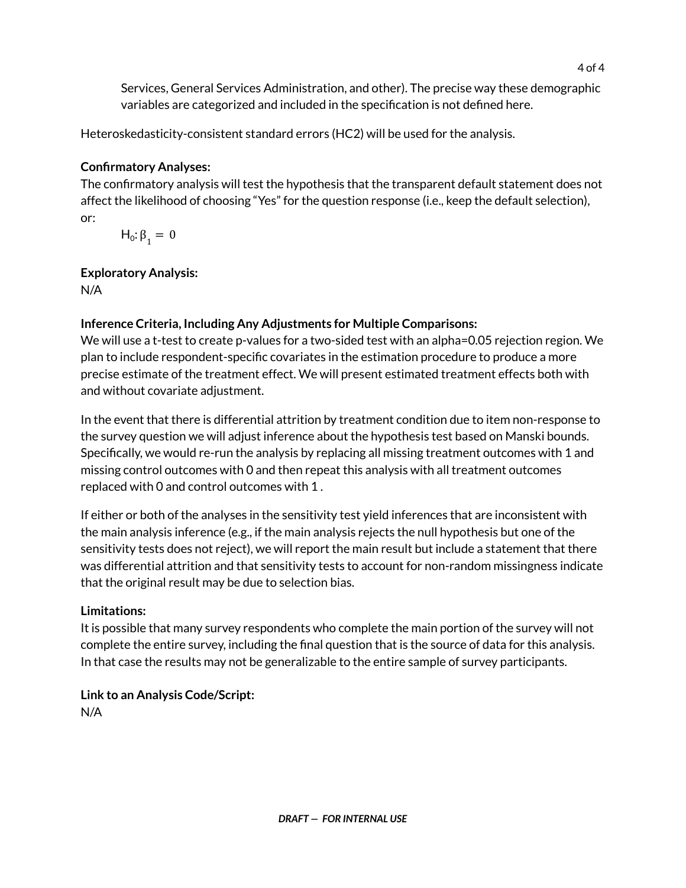Services, General Services Administration, and other). The precise way these demographic variables are categorized and included in the specification is not defined here.

Heteroskedasticity-consistent standard errors (HC2) will be used for the analysis.

**Confirmatory Analyses:**
The confirmatory analysis will test the hypothesis that the transparent default statement does not affect the likelihood of choosing "Yes" for the question response (i.e., keep the default selection), or:

$$H_0: \beta_1 = 0$$

**Exploratory Analysis:**
N/A

**Inference Criteria, Including Any Adjustments for Multiple Comparisons:**
We will use a t-test to create p-values for a two-sided test with an alpha=0.05 rejection region. We plan to include respondent-specific covariates in the estimation procedure to produce a more precise estimate of the treatment effect. We will present estimated treatment effects both with and without covariate adjustment.

In the event that there is differential attrition by treatment condition due to item non-response to the survey question we will adjust inference about the hypothesis test based on Manski bounds. Specifically, we would re-run the analysis by replacing all missing treatment outcomes with 1 and missing control outcomes with 0 and then repeat this analysis with all treatment outcomes replaced with 0 and control outcomes with 1 .

If either or both of the analyses in the sensitivity test yield inferences that are inconsistent with the main analysis inference (e.g., if the main analysis rejects the null hypothesis but one of the sensitivity tests does not reject), we will report the main result but include a statement that there was differential attrition and that sensitivity tests to account for non-random missingness indicate that the original result may be due to selection bias.

**Limitations:**
It is possible that many survey respondents who complete the main portion of the survey will not complete the entire survey, including the final question that is the source of data for this analysis. In that case the results may not be generalizable to the entire sample of survey participants.

**Link to an Analysis Code/Script:**
N/A

*DRAFT — FOR INTERNAL USE*